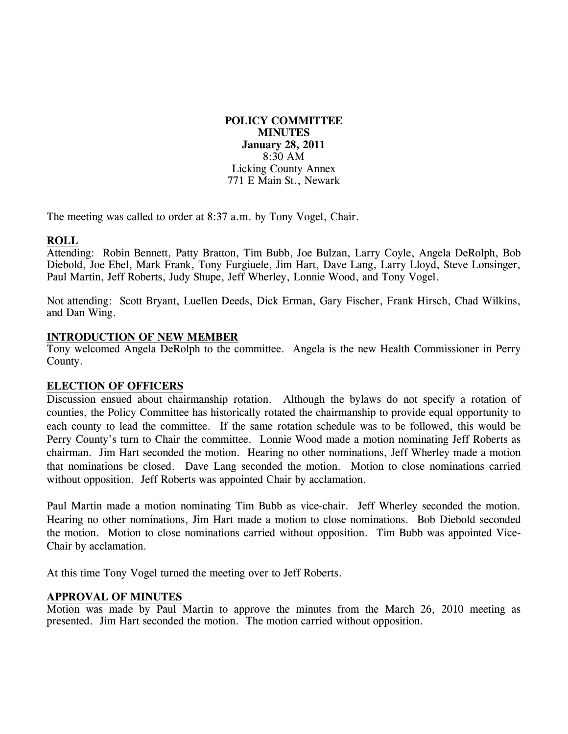**POLICY COMMITTEE**
**MINUTES**
**January 28, 2011**
8:30 AM
Licking County Annex
771 E Main St., Newark

The meeting was called to order at 8:37 a.m. by Tony Vogel, Chair.

## ROLL

Attending: Robin Bennett, Patty Bratton, Tim Bubb, Joe Bulzan, Larry Coyle, Angela DeRolph, Bob Diebold, Joe Ebel, Mark Frank, Tony Furgiuele, Jim Hart, Dave Lang, Larry Lloyd, Steve Lonsinger, Paul Martin, Jeff Roberts, Judy Shupe, Jeff Wherley, Lonnie Wood, and Tony Vogel.

Not attending: Scott Bryant, Luellen Deeds, Dick Erman, Gary Fischer, Frank Hirsch, Chad Wilkins, and Dan Wing.

## INTRODUCTION OF NEW MEMBER

Tony welcomed Angela DeRolph to the committee. Angela is the new Health Commissioner in Perry County.

## ELECTION OF OFFICERS

Discussion ensued about chairmanship rotation. Although the bylaws do not specify a rotation of counties, the Policy Committee has historically rotated the chairmanship to provide equal opportunity to each county to lead the committee. If the same rotation schedule was to be followed, this would be Perry County's turn to Chair the committee. Lonnie Wood made a motion nominating Jeff Roberts as chairman. Jim Hart seconded the motion. Hearing no other nominations, Jeff Wherley made a motion that nominations be closed. Dave Lang seconded the motion. Motion to close nominations carried without opposition. Jeff Roberts was appointed Chair by acclamation.

Paul Martin made a motion nominating Tim Bubb as vice-chair. Jeff Wherley seconded the motion. Hearing no other nominations, Jim Hart made a motion to close nominations. Bob Diebold seconded the motion. Motion to close nominations carried without opposition. Tim Bubb was appointed Vice-Chair by acclamation.

At this time Tony Vogel turned the meeting over to Jeff Roberts.

## APPROVAL OF MINUTES

Motion was made by Paul Martin to approve the minutes from the March 26, 2010 meeting as presented. Jim Hart seconded the motion. The motion carried without opposition.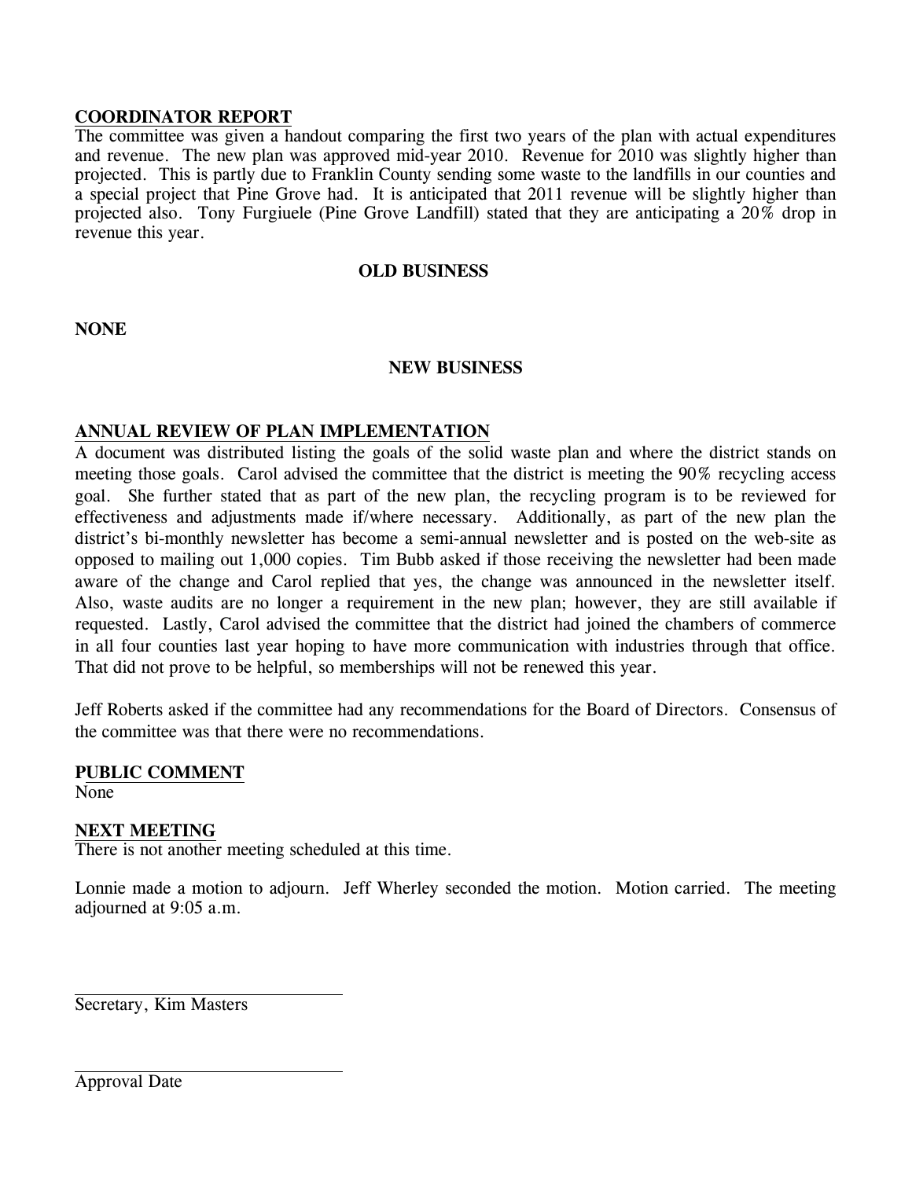**COORDINATOR REPORT**

The committee was given a handout comparing the first two years of the plan with actual expenditures and revenue. The new plan was approved mid-year 2010. Revenue for 2010 was slightly higher than projected. This is partly due to Franklin County sending some waste to the landfills in our counties and a special project that Pine Grove had. It is anticipated that 2011 revenue will be slightly higher than projected also. Tony Furgiuele (Pine Grove Landfill) stated that they are anticipating a 20% drop in revenue this year.

**OLD BUSINESS**

**NONE**

**NEW BUSINESS**

**ANNUAL REVIEW OF PLAN IMPLEMENTATION**

A document was distributed listing the goals of the solid waste plan and where the district stands on meeting those goals. Carol advised the committee that the district is meeting the 90% recycling access goal. She further stated that as part of the new plan, the recycling program is to be reviewed for effectiveness and adjustments made if/where necessary. Additionally, as part of the new plan the district's bi-monthly newsletter has become a semi-annual newsletter and is posted on the web-site as opposed to mailing out 1,000 copies. Tim Bubb asked if those receiving the newsletter had been made aware of the change and Carol replied that yes, the change was announced in the newsletter itself. Also, waste audits are no longer a requirement in the new plan; however, they are still available if requested. Lastly, Carol advised the committee that the district had joined the chambers of commerce in all four counties last year hoping to have more communication with industries through that office. That did not prove to be helpful, so memberships will not be renewed this year.

Jeff Roberts asked if the committee had any recommendations for the Board of Directors. Consensus of the committee was that there were no recommendations.

**PUBLIC COMMENT**

None

**NEXT MEETING**

There is not another meeting scheduled at this time.

Lonnie made a motion to adjourn. Jeff Wherley seconded the motion. Motion carried. The meeting adjourned at 9:05 a.m.

\_\_\_\_\_\_\_\_\_\_\_\_\_\_\_\_\_\_\_\_\_\_\_\_\_\_\_\_

Secretary, Kim Masters

\_\_\_\_\_\_\_\_\_\_\_\_\_\_\_\_\_\_\_\_\_\_\_\_\_\_\_\_

Approval Date